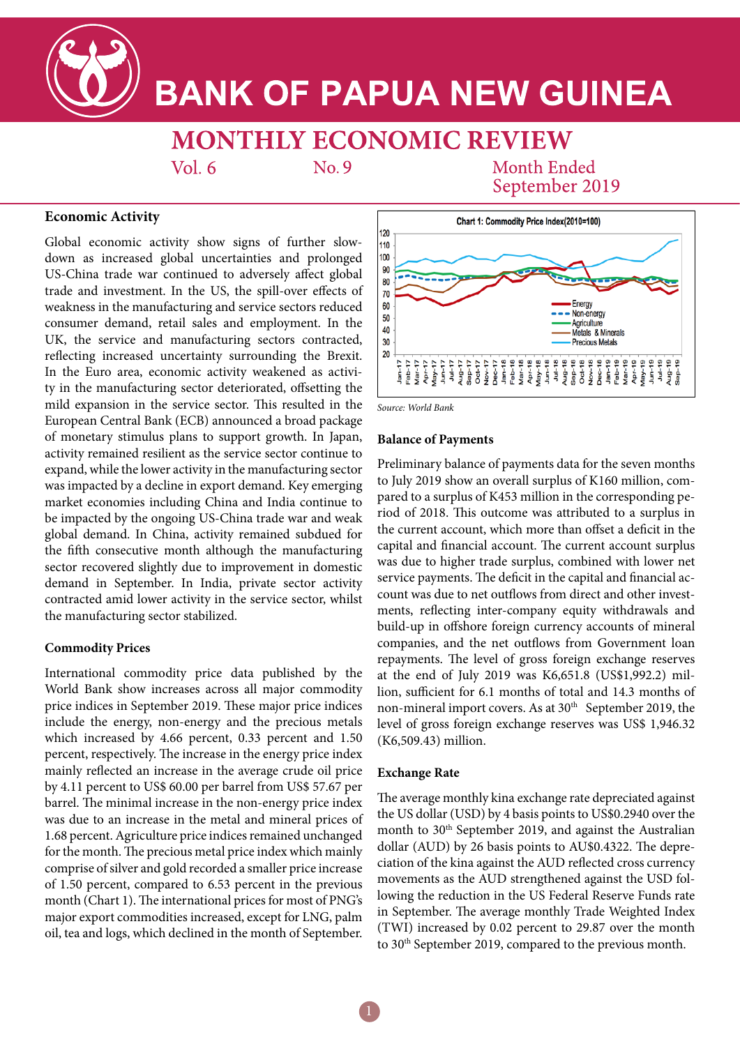# BANK OF PAPUA NEW GUINEA

## MONTHLY ECONOMIC REVIEW

Vol. 6 No. 9 Month Ended September 2019

### Economic Activity

Global economic activity show signs of further slowdown as increased global uncertainties and prolonged US-China trade war continued to adversely affect global trade and investment. In the US, the spill-over effects of weakness in the manufacturing and service sectors reduced consumer demand, retail sales and employment. In the UK, the service and manufacturing sectors contracted, reflecting increased uncertainty surrounding the Brexit. In the Euro area, economic activity weakened as activity in the manufacturing sector deteriorated, offsetting the mild expansion in the service sector. This resulted in the European Central Bank (ECB) announced a broad package of monetary stimulus plans to support growth. In Japan, activity remained resilient as the service sector continue to expand, while the lower activity in the manufacturing sector was impacted by a decline in export demand. Key emerging market economies including China and India continue to be impacted by the ongoing US-China trade war and weak global demand. In China, activity remained subdued for the fifth consecutive month although the manufacturing sector recovered slightly due to improvement in domestic demand in September. In India, private sector activity contracted amid lower activity in the service sector, whilst the manufacturing sector stabilized.

### Commodity Prices

International commodity price data published by the World Bank show increases across all major commodity price indices in September 2019. These major price indices include the energy, non-energy and the precious metals which increased by 4.66 percent, 0.33 percent and 1.50 percent, respectively. The increase in the energy price index mainly reflected an increase in the average crude oil price by 4.11 percent to US$ 60.00 per barrel from US$ 57.67 per barrel. The minimal increase in the non-energy price index was due to an increase in the metal and mineral prices of 1.68 percent. Agriculture price indices remained unchanged for the month. The precious metal price index which mainly comprise of silver and gold recorded a smaller price increase of 1.50 percent, compared to 6.53 percent in the previous month (Chart 1). The international prices for most of PNG's major export commodities increased, except for LNG, palm oil, tea and logs, which declined in the month of September.

**Chart 1: Commodity Price Index(2010=100)**

*Source: World Bank*

### Balance of Payments

Preliminary balance of payments data for the seven months to July 2019 show an overall surplus of K160 million, compared to a surplus of K453 million in the corresponding period of 2018. This outcome was attributed to a surplus in the current account, which more than offset a deficit in the capital and financial account. The current account surplus was due to higher trade surplus, combined with lower net service payments. The deficit in the capital and financial account was due to net outflows from direct and other investments, reflecting inter-company equity withdrawals and build-up in offshore foreign currency accounts of mineral companies, and the net outflows from Government loan repayments. The level of gross foreign exchange reserves at the end of July 2019 was K6,651.8 (US$1,992.2) million, sufficient for 6.1 months of total and 14.3 months of non-mineral import covers. As at 30th September 2019, the level of gross foreign exchange reserves was US$ 1,946.32 (K6,509.43) million.

### Exchange Rate

The average monthly kina exchange rate depreciated against the US dollar (USD) by 4 basis points to US$0.2940 over the month to 30th September 2019, and against the Australian dollar (AUD) by 26 basis points to AU$0.4322. The depreciation of the kina against the AUD reflected cross currency movements as the AUD strengthened against the USD following the reduction in the US Federal Reserve Funds rate in September. The average monthly Trade Weighted Index (TWI) increased by 0.02 percent to 29.87 over the month to 30th September 2019, compared to the previous month.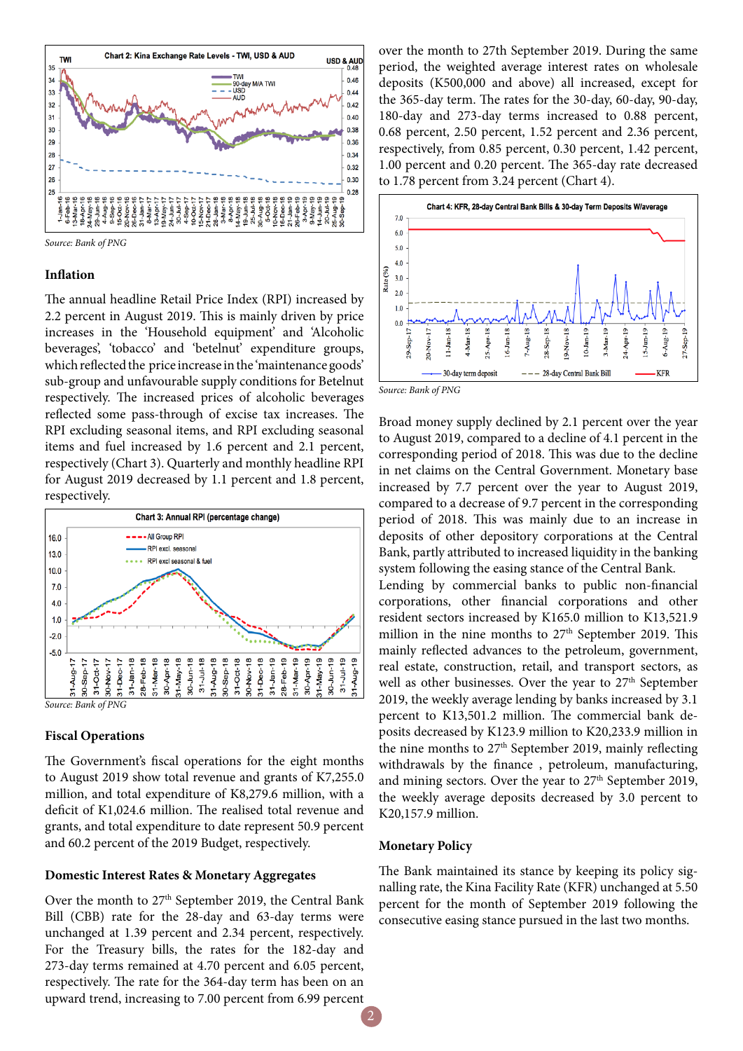Chart 2: Kina Exchange Rate Levels - TWI, USD & AUD

Source: Bank of PNG

### Inflation

The annual headline Retail Price Index (RPI) increased by 2.2 percent in August 2019. This is mainly driven by price increases in the 'Household equipment' and 'Alcoholic beverages', 'tobacco' and 'betelnut' expenditure groups, which reflected the price increase in the 'maintenance goods' sub-group and unfavourable supply conditions for Betelnut respectively. The increased prices of alcoholic beverages reflected some pass-through of excise tax increases. The RPI excluding seasonal items, and RPI excluding seasonal items and fuel increased by 1.6 percent and 2.1 percent, respectively (Chart 3). Quarterly and monthly headline RPI for August 2019 decreased by 1.1 percent and 1.8 percent, respectively.

Chart 3: Annual RPI (percentage change)

Source: Bank of PNG

### Fiscal Operations

The Government's fiscal operations for the eight months to August 2019 show total revenue and grants of K7,255.0 million, and total expenditure of K8,279.6 million, with a deficit of K1,024.6 million. The realised total revenue and grants, and total expenditure to date represent 50.9 percent and 60.2 percent of the 2019 Budget, respectively.

### Domestic Interest Rates & Monetary Aggregates

Over the month to 27th September 2019, the Central Bank Bill (CBB) rate for the 28-day and 63-day terms were unchanged at 1.39 percent and 2.34 percent, respectively. For the Treasury bills, the rates for the 182-day and 273-day terms remained at 4.70 percent and 6.05 percent, respectively. The rate for the 364-day term has been on an upward trend, increasing to 7.00 percent from 6.99 percent over the month to 27th September 2019. During the same period, the weighted average interest rates on wholesale deposits (K500,000 and above) all increased, except for the 365-day term. The rates for the 30-day, 60-day, 90-day, 180-day and 273-day terms increased to 0.88 percent, 0.68 percent, 2.50 percent, 1.52 percent and 2.36 percent, respectively, from 0.85 percent, 0.30 percent, 1.42 percent, 1.00 percent and 0.20 percent. The 365-day rate decreased to 1.78 percent from 3.24 percent (Chart 4).

Chart 4: KFR, 28-day Central Bank Bills & 30-day Term Deposits W/average

Source: Bank of PNG

Broad money supply declined by 2.1 percent over the year to August 2019, compared to a decline of 4.1 percent in the corresponding period of 2018. This was due to the decline in net claims on the Central Government. Monetary base increased by 7.7 percent over the year to August 2019, compared to a decrease of 9.7 percent in the corresponding period of 2018. This was mainly due to an increase in deposits of other depository corporations at the Central Bank, partly attributed to increased liquidity in the banking system following the easing stance of the Central Bank.

Lending by commercial banks to public non-financial corporations, other financial corporations and other resident sectors increased by K165.0 million to K13,521.9 million in the nine months to 27th September 2019. This mainly reflected advances to the petroleum, government, real estate, construction, retail, and transport sectors, as well as other businesses. Over the year to 27th September 2019, the weekly average lending by banks increased by 3.1 percent to K13,501.2 million. The commercial bank deposits decreased by K123.9 million to K20,233.9 million in the nine months to 27th September 2019, mainly reflecting withdrawals by the finance , petroleum, manufacturing, and mining sectors. Over the year to 27th September 2019, the weekly average deposits decreased by 3.0 percent to K20,157.9 million.

### Monetary Policy

The Bank maintained its stance by keeping its policy signalling rate, the Kina Facility Rate (KFR) unchanged at 5.50 percent for the month of September 2019 following the consecutive easing stance pursued in the last two months.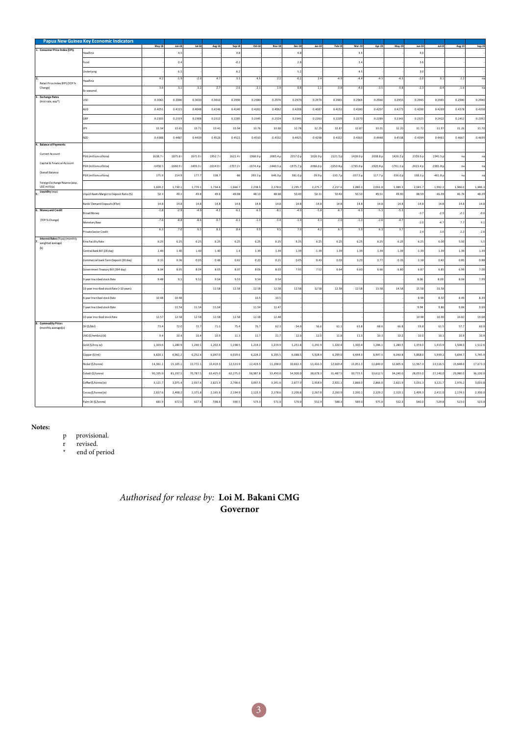# Papua New Guinea Key Economic Indicators

| | | May-18 | Jun-18 | Jul-18 | Aug-18 | Sep-18 | Oct-18 | Nov-18 | Dec-18 | Jan-19 | Feb-19 | Mar-19 | Apr-19 | May-19 | Jun-19 | Jul-19 | Aug-19 | Sep-19 |
|---|---|---|---|---|---|---|---|---|---|---|---|---|---|---|---|---|---|---|
| 1. Consumer Price Index (CPI). | Headline | | 4.5 | | | 4.8 | | | 4.8 | | | 4.5 | | | 4.0 | | | |
| | Food | | 0.4 | | | -0.2 | | | 2.8 | | | 3.4 | | | 3.6 | | | |
| | Underlying | | 6.5 | | | 6.2 | | | 5.2 | | | 4.5 | | | 3.0 | | | |
| 2. Retail Price Index (RPI) (YOY % Change) | Headline | 4.2 | -1.9 | -2.0 | 4.7 | 3.1 | 4.5 | 2.2 | -0.2 | 2.4 | -4.9 | -4.4 | -4.3 | -4.5 | -2.0 | 0.1 | 2.2 | na |
| | Ex-seasonal | 3.6 | 3.1 | 3.2 | 2.7 | 2.6 | 2.1 | 1.9 | 0.8 | 1.1 | -3.8 | -4.0 | -3.5 | -3.8 | -2.3 | -0.4 | 1.6 | na |
| 3. Exchange Rates (mid-rate, eop*) | USD | 0.3065 | 0.3040 | 0.3030 | 0.3010 | 0.2990 | 0.2980 | 0.2970 | 0.2970 | 0.2970 | 0.2965 | 0.2965 | 0.2960 | 0.2955 | 0.2945 | 0.2945 | 0.2940 | 0.2940 |
| | AUD | 0.4051 | 0.4115 | 0.4048 | 0.4146 | 0.4140 | 0.4202 | 0.4062 | 0.4208 | 0.4087 | 0.4152 | 0.4180 | 0.4207 | 0.4273 | 0.4200 | 0.4269 | 0.4378 | 0.4358 |
| | GBP | 0.2303 | 0.2319 | 0.2308 | 0.2312 | 0.2285 | 0.2345 | 0.2324 | 0.2341 | 0.2263 | 0.2229 | 0.2270 | 0.2289 | 0.2343 | 0.2325 | 0.2422 | 0.2412 | 0.2392 |
| | JPY | 33.34 | 33.65 | 33.71 | 33.41 | 33.94 | 33.76 | 33.68 | 32.78 | 32.29 | 32.87 | 32.87 | 33.01 | 32.20 | 31.72 | 31.97 | 31.26 | 31.70 |
| | NZD | 0.4388 | 0.4487 | 0.4439 | 0.4526 | 0.4521 | 0.4550 | 0.4332 | 0.4425 | 0.4298 | 0.4332 | 0.4363 | 0.4448 | 0.4538 | 0.4394 | 0.4461 | 0.4667 | 0.4699 |
| 4. Balance of Payments | | | | | | | | | | | | | | | | | | |
| Current Account | PGK (millions of kina) | 1638.7 r | 1875.8 r | 1671.0 r | 1952.7 r | 1622.4 r | 1968.0 p | 2083.4 p | 2357.0 p | 1026.9 p | 2121.5 p | 1428.0 p | 2038.8 p | 1426.2 p | 2359.6 p | 1941.5 p | na | na |
| Capital & Financial Account | PGK (millions of kina) | -1458.5 | -1660.9 r | -1493.5 r | -1614.0 r | -1707.2 r | -1674.4 p | -1440.5 p | -1975.7 p | -1066.6 p | -2250.8 p | -1765.0 p | -1920.8 p | -1761.1 p | -2023.4 p | -1901.8 p | na | na |
| Overall Balance | PGK (millions of kina) | 175.9 | 214.9 | 177.7 | 338.7 | -86 | 293.3 p | 646.0 p | 381.0 p | -39.9 p | -130.7 p | -337.5 p | 117.7 p | -336.0 p | 338.3 p | -461.8 p | na | na |
| Foreign Exchange Reserve (eop, US$ mill) (a) | | 1,609.2 | 1,730.1 | 1,779.1 | 1,734.6 | 1,666.7 | 2,238.5 | 2,178.0 | 2,295.7 | 2,275.7 | 2,217.6 | 2,080.3 | 2,061.0 | 1,989.3 | 2,045.7 | 1,992.2 | 1,966.0 | 1,946.3 |
| 5. Liquidity (eop) | Liquid Assets Margin to Deposit Ratio (%) | 50.3 | 49.1 | 49.8 | 49.6 | 49.48 | 48.13 | 48.68 | 50.43 | 50.11 | 50.42 | 50.53 | 49.51 | 49.90 | 48.59 | 46.59 | 46.76 | 48.29 |
| | Banks' Demand Deposits (K'bn) | 14.8 | 14.8 | 14.8 | 14.8 | 14.8 | 14.8 | 14.8 | 14.8 | 14.8 | 14.8 | 14.8 | 14.8 | 14.8 | 14.8 | 14.8 | 14.8 | 14.8 |
| 6. Money and Credit | Broad Money | -1.8 | -2.9 | -4.9 | -4.2 | -6.1 | -6.3 | -8.1 | -4.0 | -5.8 | -6.7 | -6.3 | -5.3 | -5.3 | -3.7 | -2.9 | -2.1 | -0.6 |
| (YOY % Change) | Monetary Base | -7.6 | -8.8 | -8.6 | -9.7 | -6.1 | -1.3 | -5.4 | -1.9 | 4.3 | 2.0 | -1.2 | -2.6 | -4.7 | -2.0 | -4.7 | 7.7 | 9.1 |
| | Private Sector Credit | 6.3 | 7.0 | 6.5 | 8.3 | 8.4 | 9.9 | 9.5 | 7.0 | 4.2 | 6.7 | 5.9 | 6.3 | 3.7 | 2.4 | 3.6 | 2.2 | 2.6 |
| 7. Interest Rates (% pa) (monthly weighted average) | Kina Facility Rate | 6.25 | 6.25 | 6.25 | 6.25 | 6.25 | 6.25 | 6.25 | 6.25 | 6.25 | 6.25 | 6.25 | 6.25 | 6.25 | 6.25 | 6.00 | 5.50 | 5.5 |
| (b) | Central Bank Bill (28 day) | 1.40 | 1.40 | 1.40 | 1.40 | 1.4 | 1.39 | 1.39 | 1.39 | 1.39 | 1.39 | 1.39 | 1.39 | 1.39 | 1.39 | 1.39 | 1.39 | 1.39 |
| | Commercial bank Term Deposit (30 day) | 0.15 | 0.36 | 0.05 | 0.46 | 0.42 | 0.22 | 0.21 | 0.05 | 0.43 | 0.03 | 3.23 | 2.77 | 0.35 | 2.18 | 0.42 | 0.85 | 0.88 |
| | Government Treasury Bill (364 day) | 8.04 | 8.05 | 8.04 | 8.05 | 8.07 | 8.06 | 8.03 | 7.93 | 7.52 | 6.64 | 6.60 | 6.66 | 6.80 | 6.87 | 6.85 | 6.99 | 7.00 |
| | 3-year Inscribed stock Rate | 9.48 | 9.5 | 9.52 | 9.54 | 9.53 | 9.54 | 9.54 | - | | | | | | 8.06 | 8.00 | 8.04 | 7.99 |
| | 16-year Inscribed stock Rate (>10 years) | | - | - | 12.58 | 12.58 | 12.58 | 12.58 | 12.58 | 12.58 | 12.58 | 12.58 | 15.58 | 14.58 | 15.58 | 16.58 | | |
| | 4-year Inscribed stock Rate | 10.48 | 10.48 | | - | - | 10.5 | 10.5 | - | | | | | | 8.98 | 8.50 | 8.49 | 8.39 |
| | 7-year Inscribed stock Rate | | 11.54 | 11.54 | 11.54 | | 11.54 | 11.47 | - | | | | | | 9.94 | 9.86 | 9.84 | 9.69 |
| | 10-year Inscribed stock Rate | 12.57 | 12.58 | 12.58 | 12.58 | 12.58 | 12.58 | 12.48 | - | | | | | | 10.98 | 10.90 | 10.82 | 10.68 |
| 8. Commodity Prices (monthly average) (c) | Oil ($/bbl) | 73.4 | 72.0 | 72.7 | 71.1 | 75.4 | 76.7 | 62.3 | 54.0 | 56.6 | 61.1 | 63.8 | 68.6 | 66.8 | 59.8 | 61.5 | 57.7 | 60.0 |
| | LNG ($/mmbtu) (d) | 9.4 | 10.4 | 10.4 | 10.9 | 11.3 | 11.7 | 11.7 | 12.0 | 12.0 | 11.8 | 11.3 | 10.3 | 10.2 | 10.0 | 10.1 | 10.9 | 10.9 |
| | Gold ($/troy oz) | 1,303.6 | 1,280.9 | 1,240.1 | 1,202.6 | 1,198.5 | 1,214.2 | 1,219.9 | 1,251.8 | 1,291.9 | 1,320.4 | 1,300.4 | 1,286.1 | 1,283.5 | 1,359.0 | 1,413.9 | 1,508.0 | 1,512.6 |
| | Copper ($/mt) | 6,820.1 | 6,961.2 | 6,252.6 | 6,047.0 | 6,019.6 | 6,224.2 | 6,195.5 | 6,088.5 | 5,928.4 | 6,299.0 | 6,444.3 | 6,447.5 | 6,043.8 | 5,868.0 | 5,939.2 | 5,694.7 | 5,745.9 |
| | Nickel ($/tonne) | 14,361.1 | 15,105.1 | 13,772.1 | 13,419.3 | 12,523.9 | 12,419.5 | 11,198.0 | 10,832.5 | 11,416.3 | 12,669.4 | 13,051.3 | 12,840.0 | 12,005.6 | 11,967.3 | 13,516.5 | 15,848.0 | 17,673.3 |
| | Cobalt ($/tonne) | 90,105.0 | 81,197.5 | 70,787.5 | 63,425.0 | 62,275.0 | 58,987.8 | 53,450.0 | 54,900.0 | 38,678.3 | 31,487.5 | 30,772.5 | 33,612.5 | 34,240.0 | 28,055.0 | 27,140.0 | 29,980.0 | 36,100.0 |
| | Coffee ($/tonne) (e) | 3,121.7 | 3,075.4 | 2,937.6 | 2,821.9 | 2,700.6 | 3,097.5 | 3,141.6 | 2,877.0 | 2,918.9 | 2,921.1 | 2,866.0 | 2,866.0 | 2,821.9 | 3,031.3 | 3,121.7 | 2,976.2 | 3,003.8 |
| | Cocoa ($/tonne) (e) | 2,657.6 | 2,408.2 | 2,371.8 | 2,165.6 | 2,194.9 | 2,123.3 | 2,178.6 | 2,200.8 | 2,267.8 | 2,260.9 | 2,200.1 | 2,329.2 | 2,319.1 | 2,409.3 | 2,411.0 | 2,174.5 | 2,300.0 |
| | Palm Oil ($/tonne) | 681.9 | 672.0 | 627.8 | 598.6 | 590.5 | 573.3 | 571.0 | 570.0 | 552.4 | 588.3 | 589.0 | 575.0 | 552.3 | 540.0 | 529.8 | 523.0 | 523.0 |

**Notes:**

- p provisional.
- r revised.
- \* end of period

*Authorised for release by:* **Loi M. Bakani CMG**
**Governor**